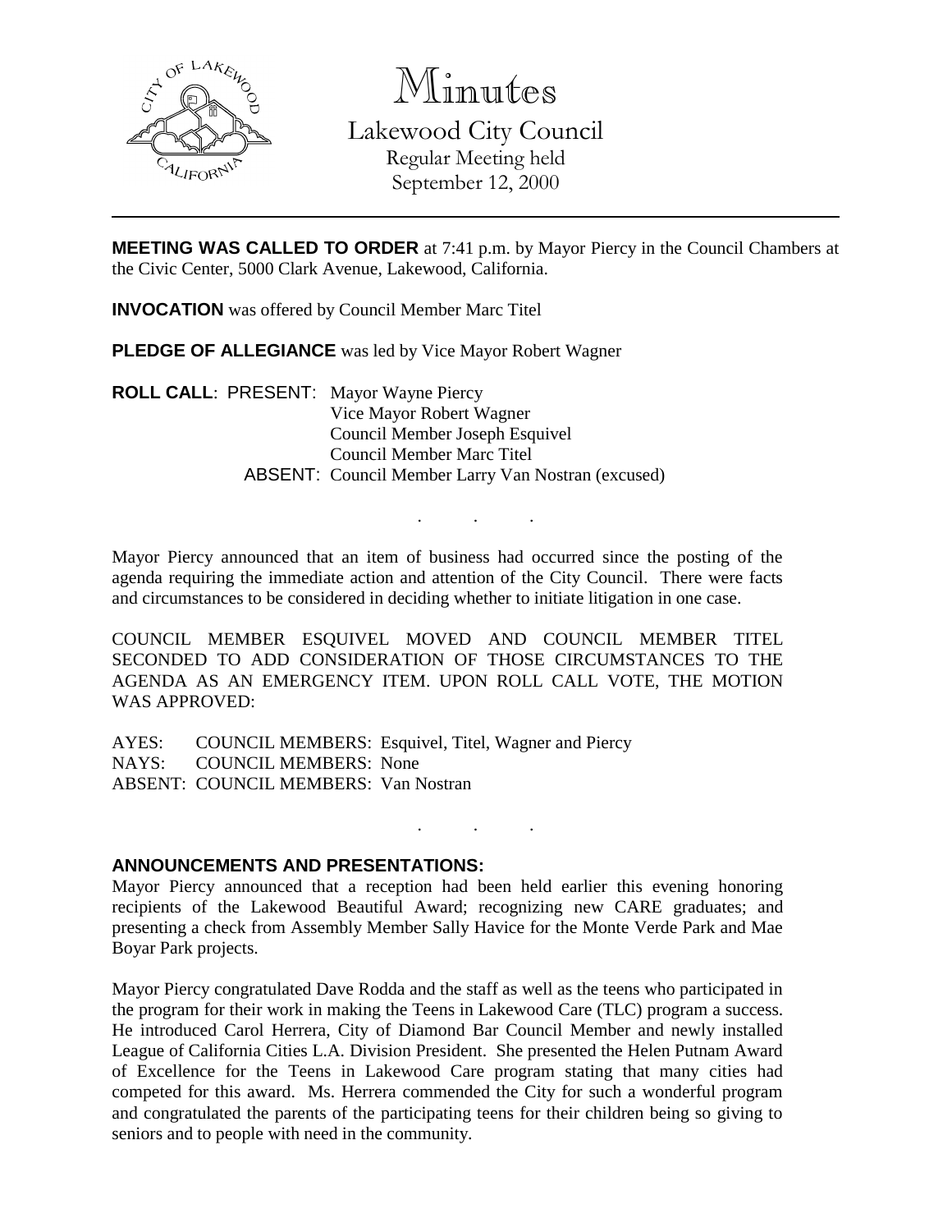# Minutes

## Lakewood City Council

Regular Meeting held
September 12, 2000

---

**MEETING WAS CALLED TO ORDER** at 7:41 p.m. by Mayor Piercy in the Council Chambers at the Civic Center, 5000 Clark Avenue, Lakewood, California.

**INVOCATION** was offered by Council Member Marc Titel

**PLEDGE OF ALLEGIANCE** was led by Vice Mayor Robert Wagner

**ROLL CALL**: PRESENT: Mayor Wayne Piercy
Vice Mayor Robert Wagner
Council Member Joseph Esquivel
Council Member Marc Titel
ABSENT: Council Member Larry Van Nostran (excused)

. . .

Mayor Piercy announced that an item of business had occurred since the posting of the agenda requiring the immediate action and attention of the City Council. There were facts and circumstances to be considered in deciding whether to initiate litigation in one case.

COUNCIL MEMBER ESQUIVEL MOVED AND COUNCIL MEMBER TITEL SECONDED TO ADD CONSIDERATION OF THOSE CIRCUMSTANCES TO THE AGENDA AS AN EMERGENCY ITEM. UPON ROLL CALL VOTE, THE MOTION WAS APPROVED:

AYES: COUNCIL MEMBERS: Esquivel, Titel, Wagner and Piercy
NAYS: COUNCIL MEMBERS: None
ABSENT: COUNCIL MEMBERS: Van Nostran

. . .

**ANNOUNCEMENTS AND PRESENTATIONS:**

Mayor Piercy announced that a reception had been held earlier this evening honoring recipients of the Lakewood Beautiful Award; recognizing new CARE graduates; and presenting a check from Assembly Member Sally Havice for the Monte Verde Park and Mae Boyar Park projects.

Mayor Piercy congratulated Dave Rodda and the staff as well as the teens who participated in the program for their work in making the Teens in Lakewood Care (TLC) program a success. He introduced Carol Herrera, City of Diamond Bar Council Member and newly installed League of California Cities L.A. Division President. She presented the Helen Putnam Award of Excellence for the Teens in Lakewood Care program stating that many cities had competed for this award. Ms. Herrera commended the City for such a wonderful program and congratulated the parents of the participating teens for their children being so giving to seniors and to people with need in the community.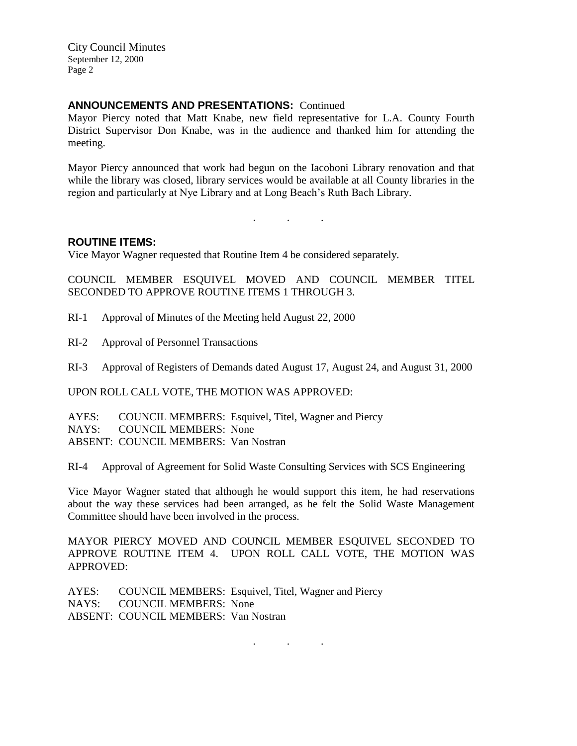## ANNOUNCEMENTS AND PRESENTATIONS: Continued

Mayor Piercy noted that Matt Knabe, new field representative for L.A. County Fourth District Supervisor Don Knabe, was in the audience and thanked him for attending the meeting.

Mayor Piercy announced that work had begun on the Iacoboni Library renovation and that while the library was closed, library services would be available at all County libraries in the region and particularly at Nye Library and at Long Beach's Ruth Bach Library.

. . .

## ROUTINE ITEMS:

Vice Mayor Wagner requested that Routine Item 4 be considered separately.

COUNCIL MEMBER ESQUIVEL MOVED AND COUNCIL MEMBER TITEL SECONDED TO APPROVE ROUTINE ITEMS 1 THROUGH 3.

RI-1 Approval of Minutes of the Meeting held August 22, 2000

RI-2 Approval of Personnel Transactions

RI-3 Approval of Registers of Demands dated August 17, August 24, and August 31, 2000

UPON ROLL CALL VOTE, THE MOTION WAS APPROVED:

AYES: COUNCIL MEMBERS: Esquivel, Titel, Wagner and Piercy
NAYS: COUNCIL MEMBERS: None
ABSENT: COUNCIL MEMBERS: Van Nostran

RI-4 Approval of Agreement for Solid Waste Consulting Services with SCS Engineering

Vice Mayor Wagner stated that although he would support this item, he had reservations about the way these services had been arranged, as he felt the Solid Waste Management Committee should have been involved in the process.

MAYOR PIERCY MOVED AND COUNCIL MEMBER ESQUIVEL SECONDED TO APPROVE ROUTINE ITEM 4. UPON ROLL CALL VOTE, THE MOTION WAS APPROVED:

AYES: COUNCIL MEMBERS: Esquivel, Titel, Wagner and Piercy
NAYS: COUNCIL MEMBERS: None
ABSENT: COUNCIL MEMBERS: Van Nostran

. . .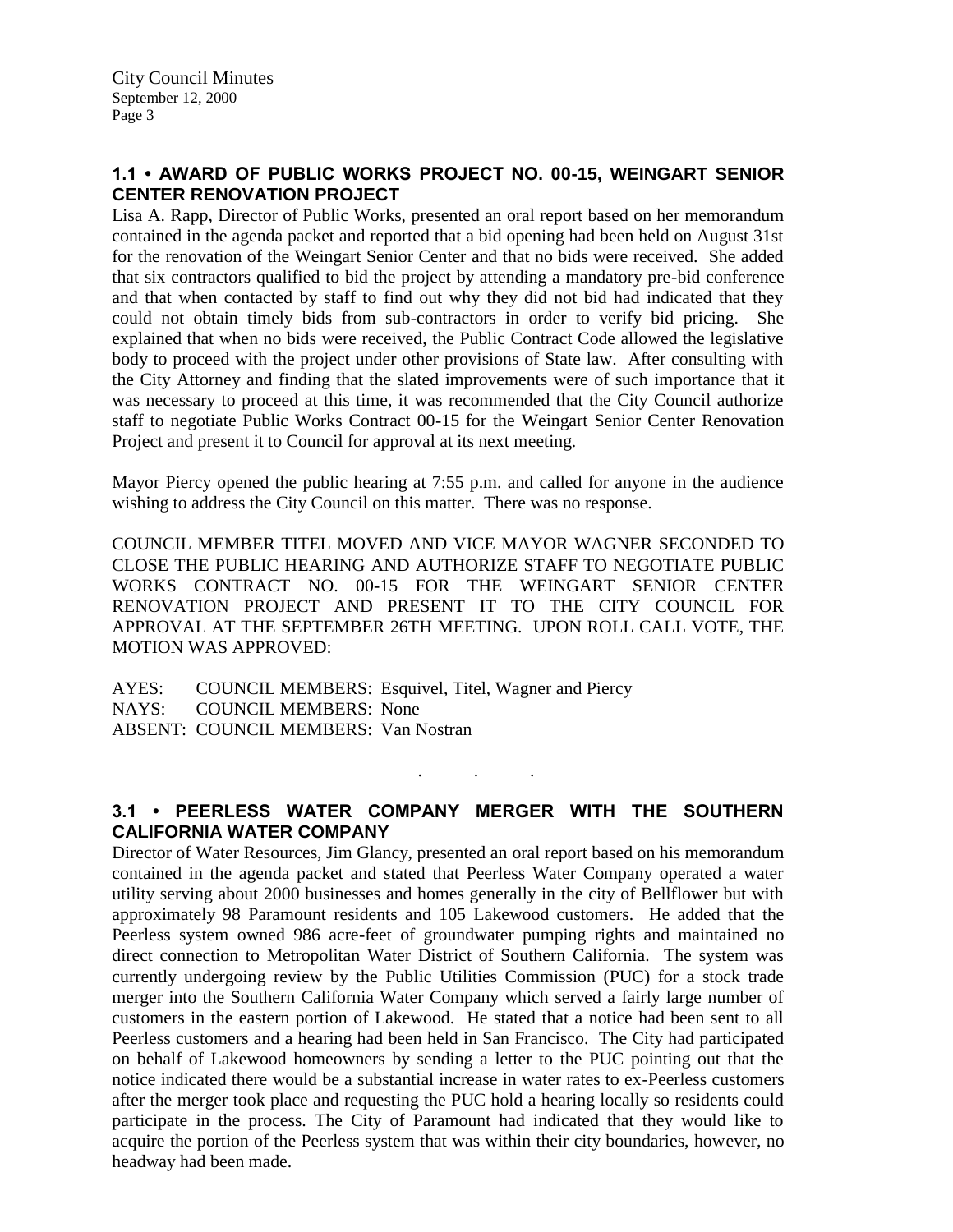## 1.1 • AWARD OF PUBLIC WORKS PROJECT NO. 00-15, WEINGART SENIOR CENTER RENOVATION PROJECT

Lisa A. Rapp, Director of Public Works, presented an oral report based on her memorandum contained in the agenda packet and reported that a bid opening had been held on August 31st for the renovation of the Weingart Senior Center and that no bids were received. She added that six contractors qualified to bid the project by attending a mandatory pre-bid conference and that when contacted by staff to find out why they did not bid had indicated that they could not obtain timely bids from sub-contractors in order to verify bid pricing. She explained that when no bids were received, the Public Contract Code allowed the legislative body to proceed with the project under other provisions of State law. After consulting with the City Attorney and finding that the slated improvements were of such importance that it was necessary to proceed at this time, it was recommended that the City Council authorize staff to negotiate Public Works Contract 00-15 for the Weingart Senior Center Renovation Project and present it to Council for approval at its next meeting.

Mayor Piercy opened the public hearing at 7:55 p.m. and called for anyone in the audience wishing to address the City Council on this matter. There was no response.

COUNCIL MEMBER TITEL MOVED AND VICE MAYOR WAGNER SECONDED TO CLOSE THE PUBLIC HEARING AND AUTHORIZE STAFF TO NEGOTIATE PUBLIC WORKS CONTRACT NO. 00-15 FOR THE WEINGART SENIOR CENTER RENOVATION PROJECT AND PRESENT IT TO THE CITY COUNCIL FOR APPROVAL AT THE SEPTEMBER 26TH MEETING. UPON ROLL CALL VOTE, THE MOTION WAS APPROVED:

AYES: COUNCIL MEMBERS: Esquivel, Titel, Wagner and Piercy
NAYS: COUNCIL MEMBERS: None
ABSENT: COUNCIL MEMBERS: Van Nostran

. . .

## 3.1 • PEERLESS WATER COMPANY MERGER WITH THE SOUTHERN CALIFORNIA WATER COMPANY

Director of Water Resources, Jim Glancy, presented an oral report based on his memorandum contained in the agenda packet and stated that Peerless Water Company operated a water utility serving about 2000 businesses and homes generally in the city of Bellflower but with approximately 98 Paramount residents and 105 Lakewood customers. He added that the Peerless system owned 986 acre-feet of groundwater pumping rights and maintained no direct connection to Metropolitan Water District of Southern California. The system was currently undergoing review by the Public Utilities Commission (PUC) for a stock trade merger into the Southern California Water Company which served a fairly large number of customers in the eastern portion of Lakewood. He stated that a notice had been sent to all Peerless customers and a hearing had been held in San Francisco. The City had participated on behalf of Lakewood homeowners by sending a letter to the PUC pointing out that the notice indicated there would be a substantial increase in water rates to ex-Peerless customers after the merger took place and requesting the PUC hold a hearing locally so residents could participate in the process. The City of Paramount had indicated that they would like to acquire the portion of the Peerless system that was within their city boundaries, however, no headway had been made.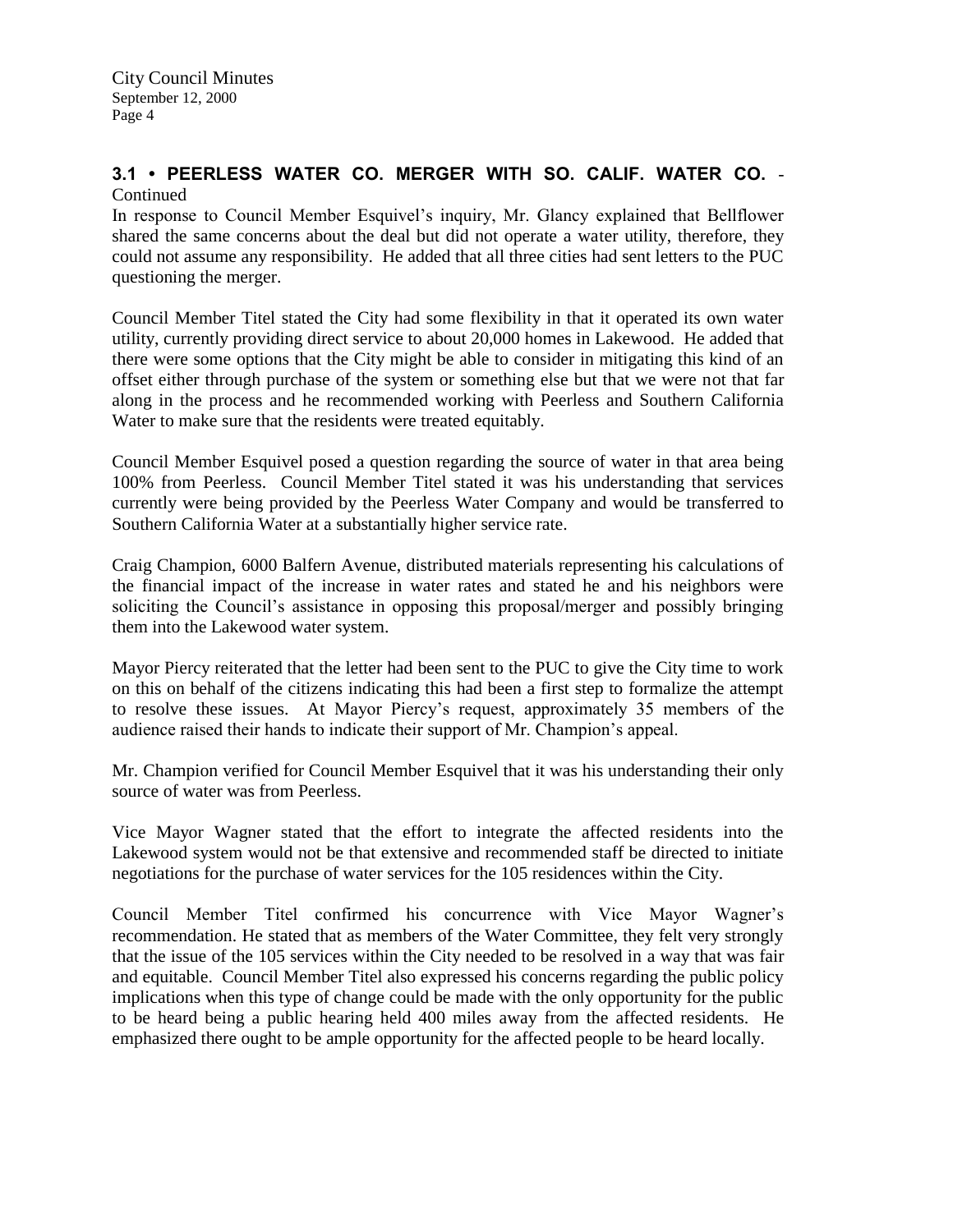### 3.1 • PEERLESS WATER CO. MERGER WITH SO. CALIF. WATER CO. - Continued

In response to Council Member Esquivel's inquiry, Mr. Glancy explained that Bellflower shared the same concerns about the deal but did not operate a water utility, therefore, they could not assume any responsibility. He added that all three cities had sent letters to the PUC questioning the merger.

Council Member Titel stated the City had some flexibility in that it operated its own water utility, currently providing direct service to about 20,000 homes in Lakewood. He added that there were some options that the City might be able to consider in mitigating this kind of an offset either through purchase of the system or something else but that we were not that far along in the process and he recommended working with Peerless and Southern California Water to make sure that the residents were treated equitably.

Council Member Esquivel posed a question regarding the source of water in that area being 100% from Peerless. Council Member Titel stated it was his understanding that services currently were being provided by the Peerless Water Company and would be transferred to Southern California Water at a substantially higher service rate.

Craig Champion, 6000 Balfern Avenue, distributed materials representing his calculations of the financial impact of the increase in water rates and stated he and his neighbors were soliciting the Council's assistance in opposing this proposal/merger and possibly bringing them into the Lakewood water system.

Mayor Piercy reiterated that the letter had been sent to the PUC to give the City time to work on this on behalf of the citizens indicating this had been a first step to formalize the attempt to resolve these issues. At Mayor Piercy's request, approximately 35 members of the audience raised their hands to indicate their support of Mr. Champion's appeal.

Mr. Champion verified for Council Member Esquivel that it was his understanding their only source of water was from Peerless.

Vice Mayor Wagner stated that the effort to integrate the affected residents into the Lakewood system would not be that extensive and recommended staff be directed to initiate negotiations for the purchase of water services for the 105 residences within the City.

Council Member Titel confirmed his concurrence with Vice Mayor Wagner's recommendation. He stated that as members of the Water Committee, they felt very strongly that the issue of the 105 services within the City needed to be resolved in a way that was fair and equitable. Council Member Titel also expressed his concerns regarding the public policy implications when this type of change could be made with the only opportunity for the public to be heard being a public hearing held 400 miles away from the affected residents. He emphasized there ought to be ample opportunity for the affected people to be heard locally.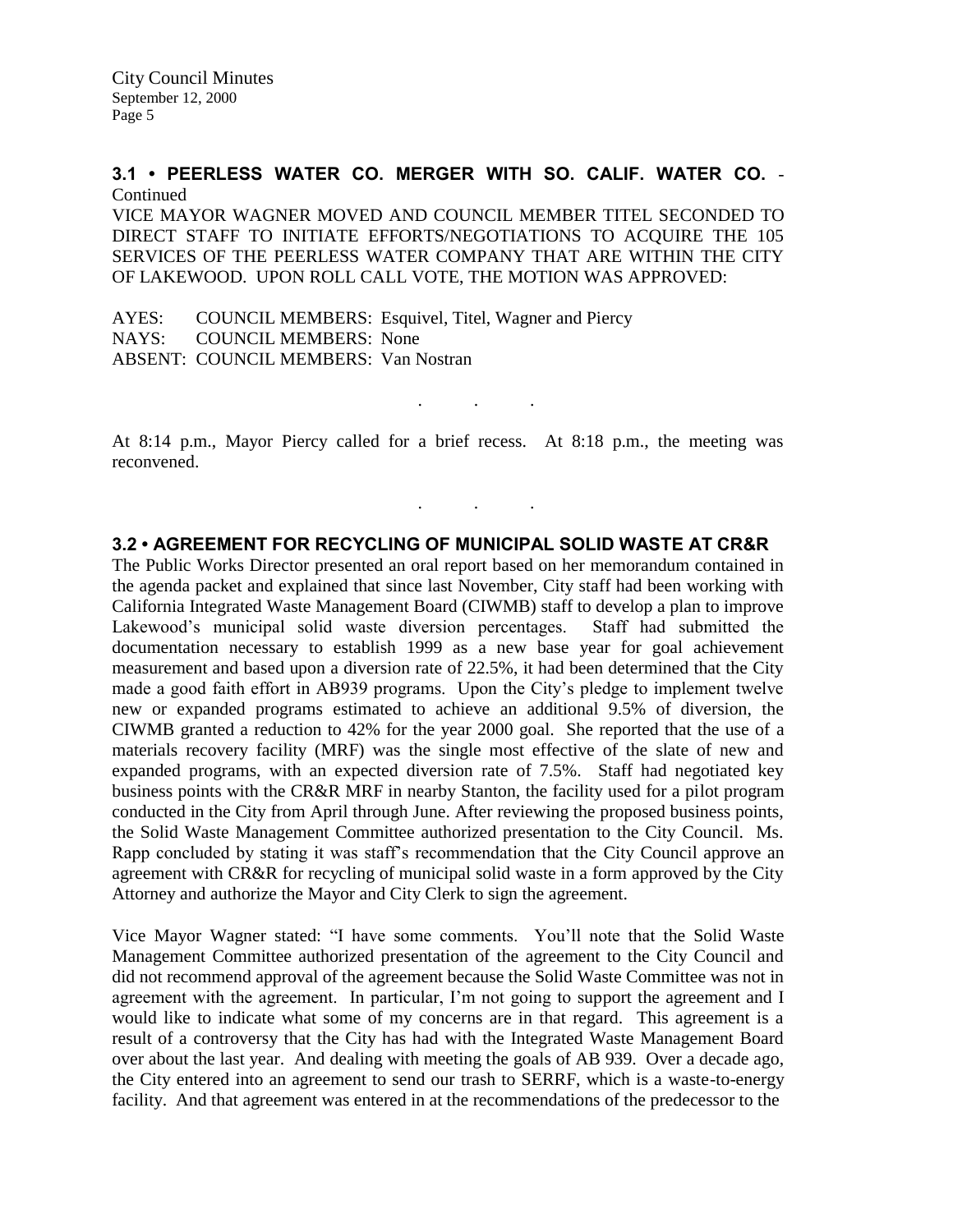### 3.1 • PEERLESS WATER CO. MERGER WITH SO. CALIF. WATER CO. - Continued

VICE MAYOR WAGNER MOVED AND COUNCIL MEMBER TITEL SECONDED TO DIRECT STAFF TO INITIATE EFFORTS/NEGOTIATIONS TO ACQUIRE THE 105 SERVICES OF THE PEERLESS WATER COMPANY THAT ARE WITHIN THE CITY OF LAKEWOOD. UPON ROLL CALL VOTE, THE MOTION WAS APPROVED:

AYES: COUNCIL MEMBERS: Esquivel, Titel, Wagner and Piercy
NAYS: COUNCIL MEMBERS: None
ABSENT: COUNCIL MEMBERS: Van Nostran

. . .

At 8:14 p.m., Mayor Piercy called for a brief recess. At 8:18 p.m., the meeting was reconvened.

. . .

### 3.2 • AGREEMENT FOR RECYCLING OF MUNICIPAL SOLID WASTE AT CR&R

The Public Works Director presented an oral report based on her memorandum contained in the agenda packet and explained that since last November, City staff had been working with California Integrated Waste Management Board (CIWMB) staff to develop a plan to improve Lakewood's municipal solid waste diversion percentages. Staff had submitted the documentation necessary to establish 1999 as a new base year for goal achievement measurement and based upon a diversion rate of 22.5%, it had been determined that the City made a good faith effort in AB939 programs. Upon the City's pledge to implement twelve new or expanded programs estimated to achieve an additional 9.5% of diversion, the CIWMB granted a reduction to 42% for the year 2000 goal. She reported that the use of a materials recovery facility (MRF) was the single most effective of the slate of new and expanded programs, with an expected diversion rate of 7.5%. Staff had negotiated key business points with the CR&R MRF in nearby Stanton, the facility used for a pilot program conducted in the City from April through June. After reviewing the proposed business points, the Solid Waste Management Committee authorized presentation to the City Council. Ms. Rapp concluded by stating it was staff's recommendation that the City Council approve an agreement with CR&R for recycling of municipal solid waste in a form approved by the City Attorney and authorize the Mayor and City Clerk to sign the agreement.

Vice Mayor Wagner stated: "I have some comments. You'll note that the Solid Waste Management Committee authorized presentation of the agreement to the City Council and did not recommend approval of the agreement because the Solid Waste Committee was not in agreement with the agreement. In particular, I'm not going to support the agreement and I would like to indicate what some of my concerns are in that regard. This agreement is a result of a controversy that the City has had with the Integrated Waste Management Board over about the last year. And dealing with meeting the goals of AB 939. Over a decade ago, the City entered into an agreement to send our trash to SERRF, which is a waste-to-energy facility. And that agreement was entered in at the recommendations of the predecessor to the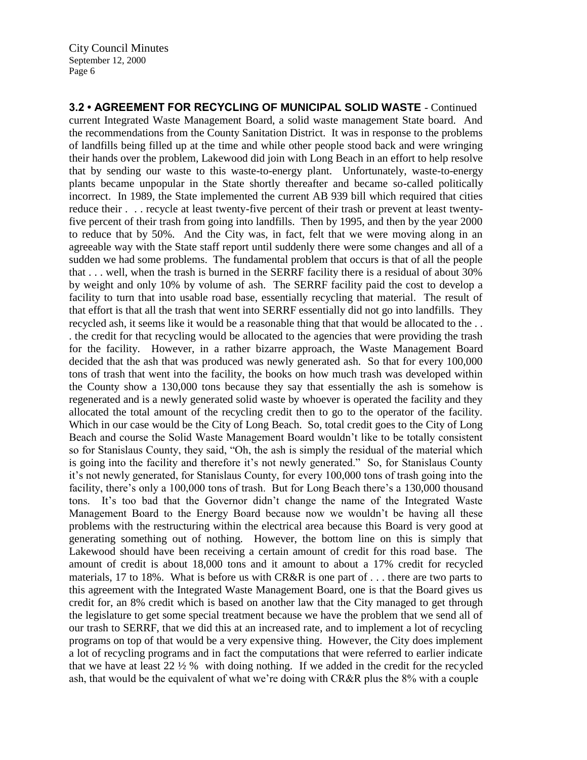**3.2 • AGREEMENT FOR RECYCLING OF MUNICIPAL SOLID WASTE** - Continued

current Integrated Waste Management Board, a solid waste management State board. And the recommendations from the County Sanitation District. It was in response to the problems of landfills being filled up at the time and while other people stood back and were wringing their hands over the problem, Lakewood did join with Long Beach in an effort to help resolve that by sending our waste to this waste-to-energy plant. Unfortunately, waste-to-energy plants became unpopular in the State shortly thereafter and became so-called politically incorrect. In 1989, the State implemented the current AB 939 bill which required that cities reduce their . . . recycle at least twenty-five percent of their trash or prevent at least twenty-five percent of their trash from going into landfills. Then by 1995, and then by the year 2000 to reduce that by 50%. And the City was, in fact, felt that we were moving along in an agreeable way with the State staff report until suddenly there were some changes and all of a sudden we had some problems. The fundamental problem that occurs is that of all the people that . . . well, when the trash is burned in the SERRF facility there is a residual of about 30% by weight and only 10% by volume of ash. The SERRF facility paid the cost to develop a facility to turn that into usable road base, essentially recycling that material. The result of that effort is that all the trash that went into SERRF essentially did not go into landfills. They recycled ash, it seems like it would be a reasonable thing that that would be allocated to the . . . the credit for that recycling would be allocated to the agencies that were providing the trash for the facility. However, in a rather bizarre approach, the Waste Management Board decided that the ash that was produced was newly generated ash. So that for every 100,000 tons of trash that went into the facility, the books on how much trash was developed within the County show a 130,000 tons because they say that essentially the ash is somehow is regenerated and is a newly generated solid waste by whoever is operated the facility and they allocated the total amount of the recycling credit then to go to the operator of the facility. Which in our case would be the City of Long Beach. So, total credit goes to the City of Long Beach and course the Solid Waste Management Board wouldn't like to be totally consistent so for Stanislaus County, they said, "Oh, the ash is simply the residual of the material which is going into the facility and therefore it's not newly generated." So, for Stanislaus County it's not newly generated, for Stanislaus County, for every 100,000 tons of trash going into the facility, there's only a 100,000 tons of trash. But for Long Beach there's a 130,000 thousand tons. It's too bad that the Governor didn't change the name of the Integrated Waste Management Board to the Energy Board because now we wouldn't be having all these problems with the restructuring within the electrical area because this Board is very good at generating something out of nothing. However, the bottom line on this is simply that Lakewood should have been receiving a certain amount of credit for this road base. The amount of credit is about 18,000 tons and it amount to about a 17% credit for recycled materials, 17 to 18%. What is before us with CR&R is one part of . . . there are two parts to this agreement with the Integrated Waste Management Board, one is that the Board gives us credit for, an 8% credit which is based on another law that the City managed to get through the legislature to get some special treatment because we have the problem that we send all of our trash to SERRF, that we did this at an increased rate, and to implement a lot of recycling programs on top of that would be a very expensive thing. However, the City does implement a lot of recycling programs and in fact the computations that were referred to earlier indicate that we have at least 22 ½ % with doing nothing. If we added in the credit for the recycled ash, that would be the equivalent of what we're doing with CR&R plus the 8% with a couple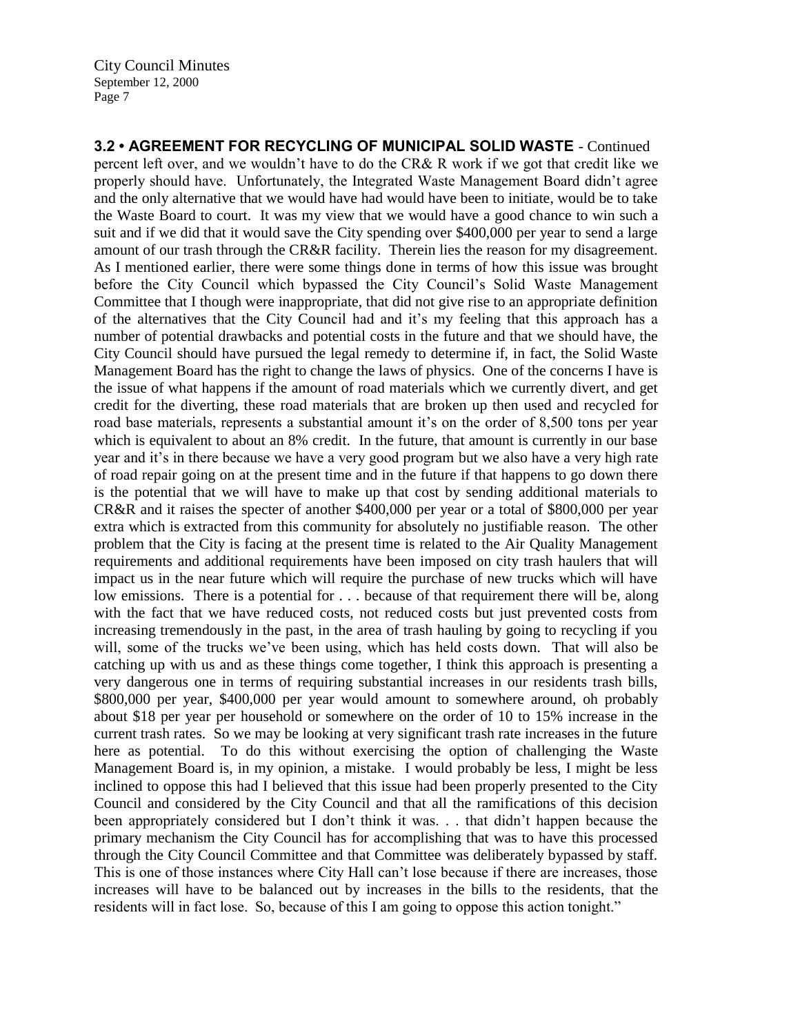**3.2 • AGREEMENT FOR RECYCLING OF MUNICIPAL SOLID WASTE** - Continued

percent left over, and we wouldn't have to do the CR& R work if we got that credit like we properly should have. Unfortunately, the Integrated Waste Management Board didn't agree and the only alternative that we would have had would have been to initiate, would be to take the Waste Board to court. It was my view that we would have a good chance to win such a suit and if we did that it would save the City spending over $400,000 per year to send a large amount of our trash through the CR&R facility. Therein lies the reason for my disagreement. As I mentioned earlier, there were some things done in terms of how this issue was brought before the City Council which bypassed the City Council's Solid Waste Management Committee that I though were inappropriate, that did not give rise to an appropriate definition of the alternatives that the City Council had and it's my feeling that this approach has a number of potential drawbacks and potential costs in the future and that we should have, the City Council should have pursued the legal remedy to determine if, in fact, the Solid Waste Management Board has the right to change the laws of physics. One of the concerns I have is the issue of what happens if the amount of road materials which we currently divert, and get credit for the diverting, these road materials that are broken up then used and recycled for road base materials, represents a substantial amount it's on the order of 8,500 tons per year which is equivalent to about an 8% credit. In the future, that amount is currently in our base year and it's in there because we have a very good program but we also have a very high rate of road repair going on at the present time and in the future if that happens to go down there is the potential that we will have to make up that cost by sending additional materials to CR&R and it raises the specter of another $400,000 per year or a total of $800,000 per year extra which is extracted from this community for absolutely no justifiable reason. The other problem that the City is facing at the present time is related to the Air Quality Management requirements and additional requirements have been imposed on city trash haulers that will impact us in the near future which will require the purchase of new trucks which will have low emissions. There is a potential for . . . because of that requirement there will be, along with the fact that we have reduced costs, not reduced costs but just prevented costs from increasing tremendously in the past, in the area of trash hauling by going to recycling if you will, some of the trucks we've been using, which has held costs down. That will also be catching up with us and as these things come together, I think this approach is presenting a very dangerous one in terms of requiring substantial increases in our residents trash bills, $800,000 per year, $400,000 per year would amount to somewhere around, oh probably about $18 per year per household or somewhere on the order of 10 to 15% increase in the current trash rates. So we may be looking at very significant trash rate increases in the future here as potential. To do this without exercising the option of challenging the Waste Management Board is, in my opinion, a mistake. I would probably be less, I might be less inclined to oppose this had I believed that this issue had been properly presented to the City Council and considered by the City Council and that all the ramifications of this decision been appropriately considered but I don't think it was. . . that didn't happen because the primary mechanism the City Council has for accomplishing that was to have this processed through the City Council Committee and that Committee was deliberately bypassed by staff. This is one of those instances where City Hall can't lose because if there are increases, those increases will have to be balanced out by increases in the bills to the residents, that the residents will in fact lose. So, because of this I am going to oppose this action tonight."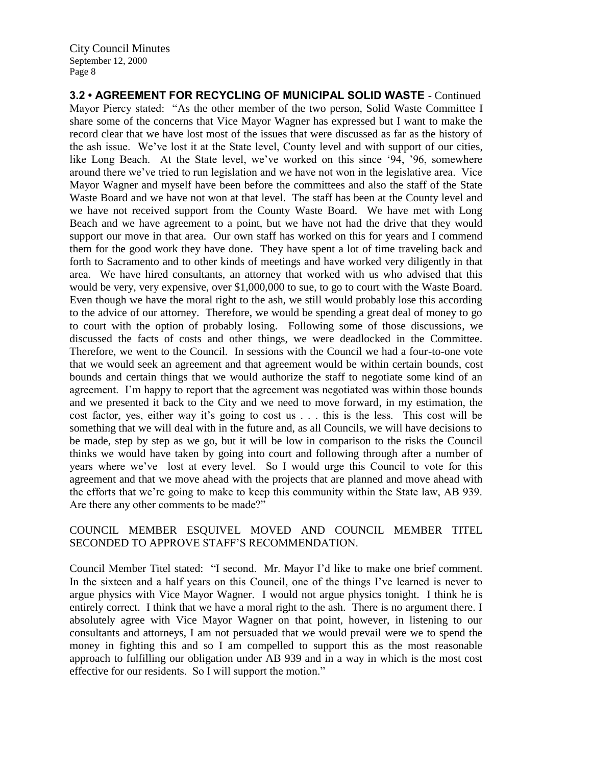**3.2 • AGREEMENT FOR RECYCLING OF MUNICIPAL SOLID WASTE** - Continued

Mayor Piercy stated: "As the other member of the two person, Solid Waste Committee I share some of the concerns that Vice Mayor Wagner has expressed but I want to make the record clear that we have lost most of the issues that were discussed as far as the history of the ash issue. We've lost it at the State level, County level and with support of our cities, like Long Beach. At the State level, we've worked on this since '94, '96, somewhere around there we've tried to run legislation and we have not won in the legislative area. Vice Mayor Wagner and myself have been before the committees and also the staff of the State Waste Board and we have not won at that level. The staff has been at the County level and we have not received support from the County Waste Board. We have met with Long Beach and we have agreement to a point, but we have not had the drive that they would support our move in that area. Our own staff has worked on this for years and I commend them for the good work they have done. They have spent a lot of time traveling back and forth to Sacramento and to other kinds of meetings and have worked very diligently in that area. We have hired consultants, an attorney that worked with us who advised that this would be very, very expensive, over $1,000,000 to sue, to go to court with the Waste Board. Even though we have the moral right to the ash, we still would probably lose this according to the advice of our attorney. Therefore, we would be spending a great deal of money to go to court with the option of probably losing. Following some of those discussions, we discussed the facts of costs and other things, we were deadlocked in the Committee. Therefore, we went to the Council. In sessions with the Council we had a four-to-one vote that we would seek an agreement and that agreement would be within certain bounds, cost bounds and certain things that we would authorize the staff to negotiate some kind of an agreement. I'm happy to report that the agreement was negotiated was within those bounds and we presented it back to the City and we need to move forward, in my estimation, the cost factor, yes, either way it's going to cost us . . . this is the less. This cost will be something that we will deal with in the future and, as all Councils, we will have decisions to be made, step by step as we go, but it will be low in comparison to the risks the Council thinks we would have taken by going into court and following through after a number of years where we've lost at every level. So I would urge this Council to vote for this agreement and that we move ahead with the projects that are planned and move ahead with the efforts that we're going to make to keep this community within the State law, AB 939. Are there any other comments to be made?"

COUNCIL MEMBER ESQUIVEL MOVED AND COUNCIL MEMBER TITEL SECONDED TO APPROVE STAFF'S RECOMMENDATION.

Council Member Titel stated: "I second. Mr. Mayor I'd like to make one brief comment. In the sixteen and a half years on this Council, one of the things I've learned is never to argue physics with Vice Mayor Wagner. I would not argue physics tonight. I think he is entirely correct. I think that we have a moral right to the ash. There is no argument there. I absolutely agree with Vice Mayor Wagner on that point, however, in listening to our consultants and attorneys, I am not persuaded that we would prevail were we to spend the money in fighting this and so I am compelled to support this as the most reasonable approach to fulfilling our obligation under AB 939 and in a way in which is the most cost effective for our residents. So I will support the motion."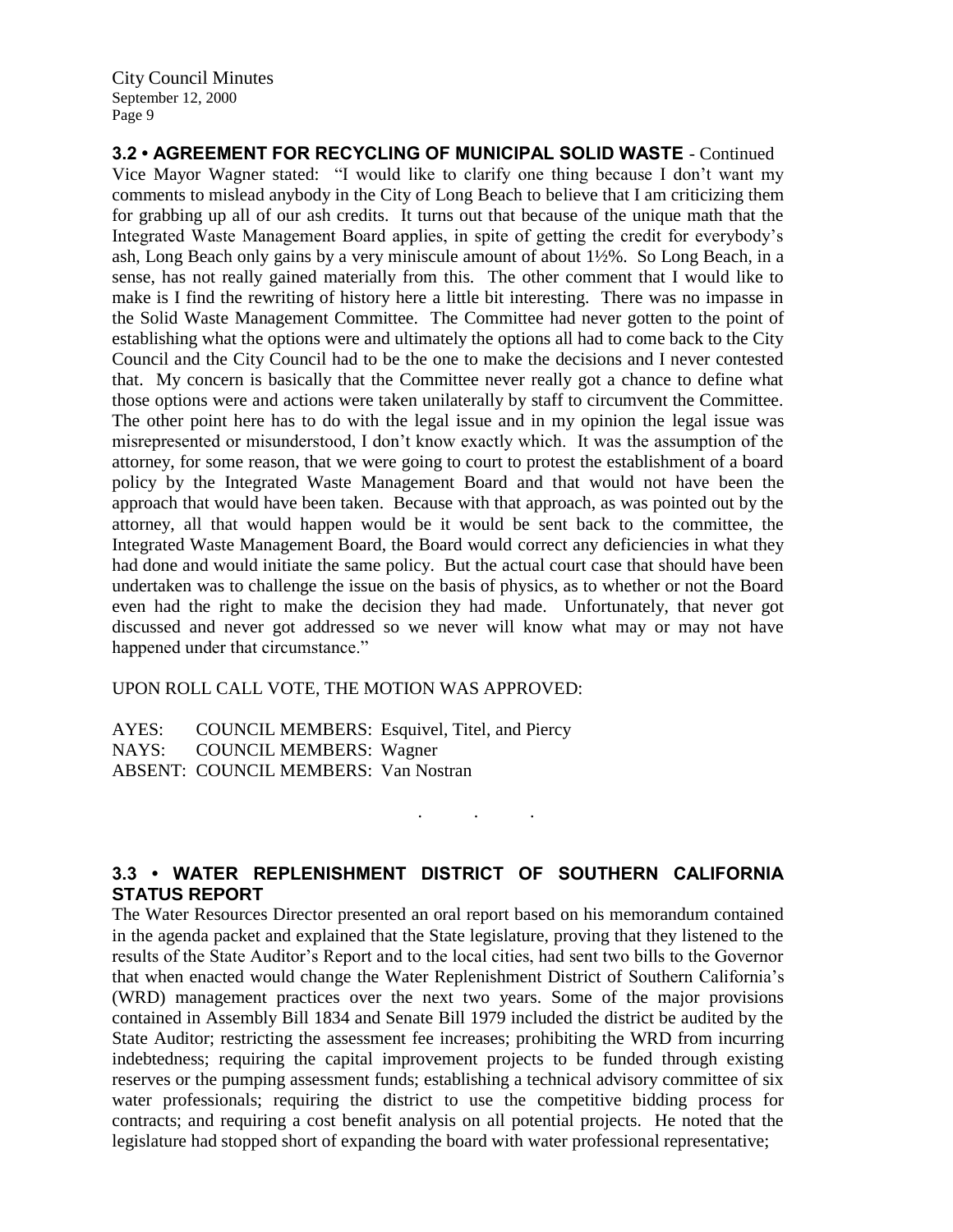**3.2 • AGREEMENT FOR RECYCLING OF MUNICIPAL SOLID WASTE** - Continued

Vice Mayor Wagner stated: "I would like to clarify one thing because I don't want my comments to mislead anybody in the City of Long Beach to believe that I am criticizing them for grabbing up all of our ash credits. It turns out that because of the unique math that the Integrated Waste Management Board applies, in spite of getting the credit for everybody's ash, Long Beach only gains by a very miniscule amount of about 1½%. So Long Beach, in a sense, has not really gained materially from this. The other comment that I would like to make is I find the rewriting of history here a little bit interesting. There was no impasse in the Solid Waste Management Committee. The Committee had never gotten to the point of establishing what the options were and ultimately the options all had to come back to the City Council and the City Council had to be the one to make the decisions and I never contested that. My concern is basically that the Committee never really got a chance to define what those options were and actions were taken unilaterally by staff to circumvent the Committee. The other point here has to do with the legal issue and in my opinion the legal issue was misrepresented or misunderstood, I don't know exactly which. It was the assumption of the attorney, for some reason, that we were going to court to protest the establishment of a board policy by the Integrated Waste Management Board and that would not have been the approach that would have been taken. Because with that approach, as was pointed out by the attorney, all that would happen would be it would be sent back to the committee, the Integrated Waste Management Board, the Board would correct any deficiencies in what they had done and would initiate the same policy. But the actual court case that should have been undertaken was to challenge the issue on the basis of physics, as to whether or not the Board even had the right to make the decision they had made. Unfortunately, that never got discussed and never got addressed so we never will know what may or may not have happened under that circumstance."

UPON ROLL CALL VOTE, THE MOTION WAS APPROVED:

AYES: COUNCIL MEMBERS: Esquivel, Titel, and Piercy
NAYS: COUNCIL MEMBERS: Wagner
ABSENT: COUNCIL MEMBERS: Van Nostran

. . .

**3.3 • WATER REPLENISHMENT DISTRICT OF SOUTHERN CALIFORNIA STATUS REPORT**

The Water Resources Director presented an oral report based on his memorandum contained in the agenda packet and explained that the State legislature, proving that they listened to the results of the State Auditor's Report and to the local cities, had sent two bills to the Governor that when enacted would change the Water Replenishment District of Southern California's (WRD) management practices over the next two years. Some of the major provisions contained in Assembly Bill 1834 and Senate Bill 1979 included the district be audited by the State Auditor; restricting the assessment fee increases; prohibiting the WRD from incurring indebtedness; requiring the capital improvement projects to be funded through existing reserves or the pumping assessment funds; establishing a technical advisory committee of six water professionals; requiring the district to use the competitive bidding process for contracts; and requiring a cost benefit analysis on all potential projects. He noted that the legislature had stopped short of expanding the board with water professional representative;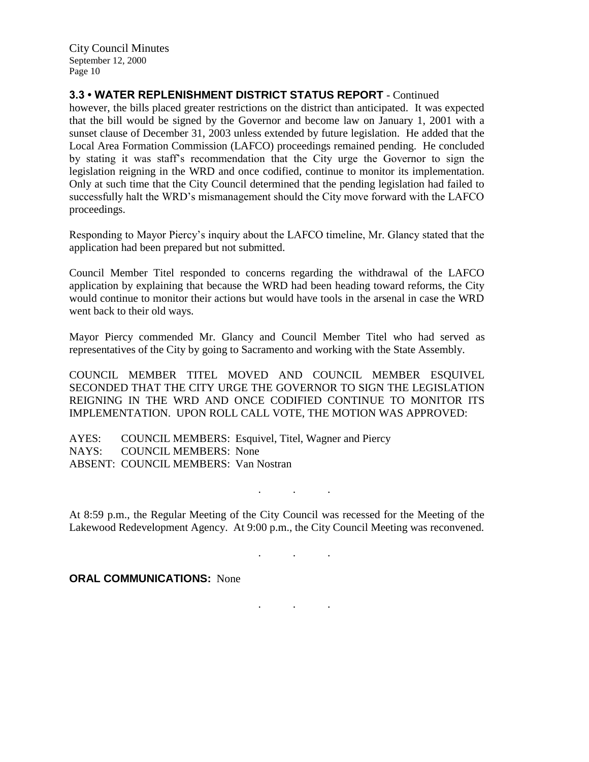**3.3 • WATER REPLENISHMENT DISTRICT STATUS REPORT** - Continued

however, the bills placed greater restrictions on the district than anticipated. It was expected that the bill would be signed by the Governor and become law on January 1, 2001 with a sunset clause of December 31, 2003 unless extended by future legislation. He added that the Local Area Formation Commission (LAFCO) proceedings remained pending. He concluded by stating it was staff's recommendation that the City urge the Governor to sign the legislation reigning in the WRD and once codified, continue to monitor its implementation. Only at such time that the City Council determined that the pending legislation had failed to successfully halt the WRD's mismanagement should the City move forward with the LAFCO proceedings.

Responding to Mayor Piercy's inquiry about the LAFCO timeline, Mr. Glancy stated that the application had been prepared but not submitted.

Council Member Titel responded to concerns regarding the withdrawal of the LAFCO application by explaining that because the WRD had been heading toward reforms, the City would continue to monitor their actions but would have tools in the arsenal in case the WRD went back to their old ways.

Mayor Piercy commended Mr. Glancy and Council Member Titel who had served as representatives of the City by going to Sacramento and working with the State Assembly.

COUNCIL MEMBER TITEL MOVED AND COUNCIL MEMBER ESQUIVEL SECONDED THAT THE CITY URGE THE GOVERNOR TO SIGN THE LEGISLATION REIGNING IN THE WRD AND ONCE CODIFIED CONTINUE TO MONITOR ITS IMPLEMENTATION. UPON ROLL CALL VOTE, THE MOTION WAS APPROVED:

AYES: COUNCIL MEMBERS: Esquivel, Titel, Wagner and Piercy
NAYS: COUNCIL MEMBERS: None
ABSENT: COUNCIL MEMBERS: Van Nostran

. . .

At 8:59 p.m., the Regular Meeting of the City Council was recessed for the Meeting of the Lakewood Redevelopment Agency. At 9:00 p.m., the City Council Meeting was reconvened.

. . .

**ORAL COMMUNICATIONS:** None

. . .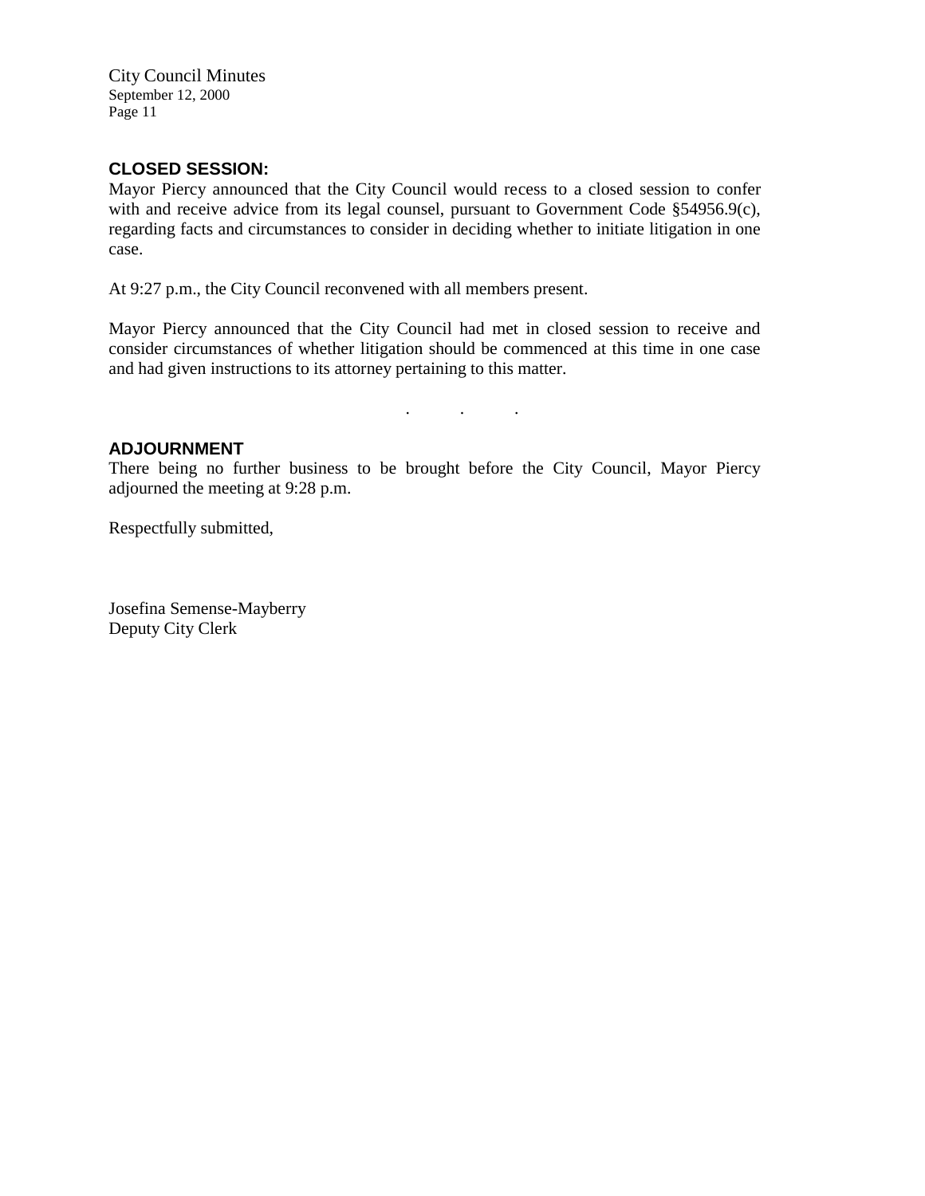**CLOSED SESSION:**

Mayor Piercy announced that the City Council would recess to a closed session to confer with and receive advice from its legal counsel, pursuant to Government Code §54956.9(c), regarding facts and circumstances to consider in deciding whether to initiate litigation in one case.

At 9:27 p.m., the City Council reconvened with all members present.

Mayor Piercy announced that the City Council had met in closed session to receive and consider circumstances of whether litigation should be commenced at this time in one case and had given instructions to its attorney pertaining to this matter.

. . .

**ADJOURNMENT**

There being no further business to be brought before the City Council, Mayor Piercy adjourned the meeting at 9:28 p.m.

Respectfully submitted,

Josefina Semense-Mayberry
Deputy City Clerk